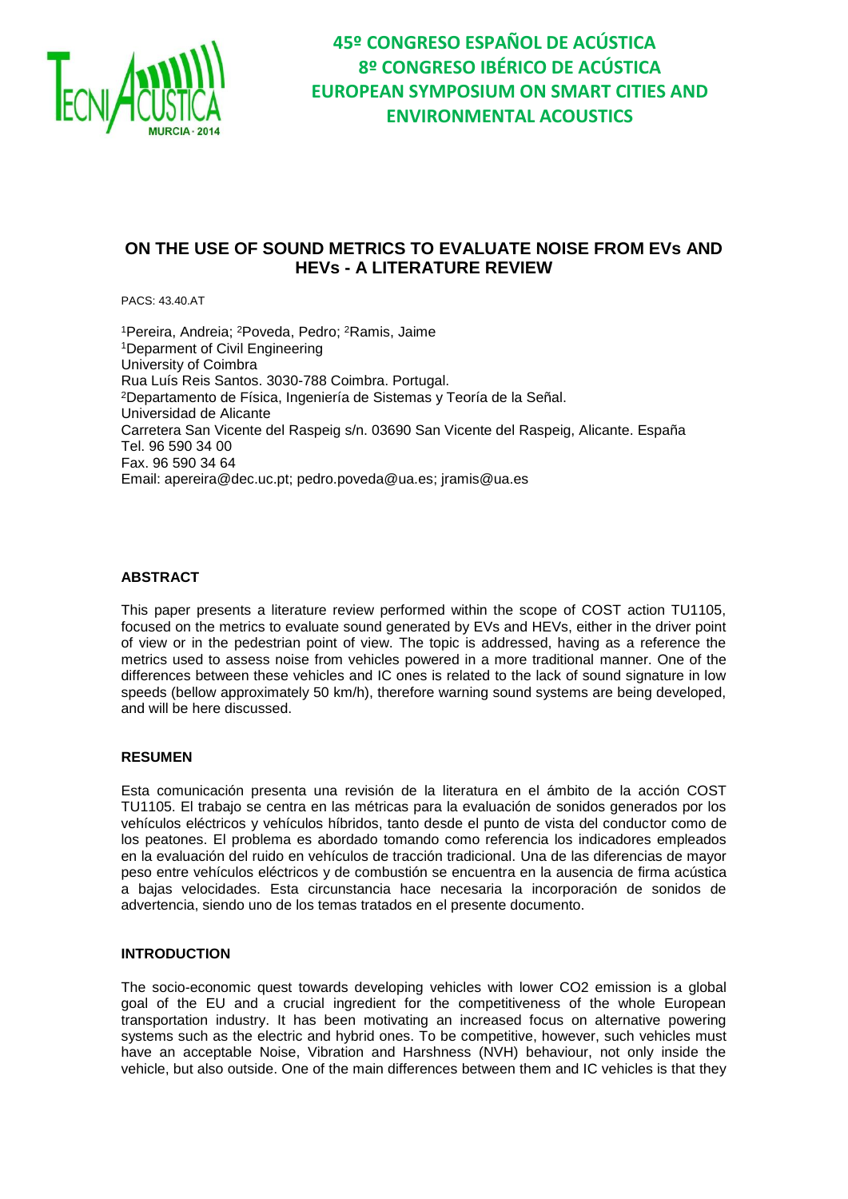45º CONGRESO ESPAÑOL DE ACÚSTICA
8º CONGRESO IBÉRICO DE ACÚSTICA
EUROPEAN SYMPOSIUM ON SMART CITIES AND ENVIRONMENTAL ACOUSTICS

# ON THE USE OF SOUND METRICS TO EVALUATE NOISE FROM EVs AND HEVs - A LITERATURE REVIEW

PACS: 43.40.AT

[1]Pereira, Andreia; [2]Poveda, Pedro; [2]Ramis, Jaime
[1]Deparment of Civil Engineering
University of Coimbra
Rua Luís Reis Santos. 3030-788 Coimbra. Portugal.
[2]Departamento de Física, Ingeniería de Sistemas y Teoría de la Señal.
Universidad de Alicante
Carretera San Vicente del Raspeig s/n. 03690 San Vicente del Raspeig, Alicante. España
Tel. 96 590 34 00
Fax. 96 590 34 64
Email: apereira@dec.uc.pt; pedro.poveda@ua.es; jramis@ua.es

## ABSTRACT

This paper presents a literature review performed within the scope of COST action TU1105, focused on the metrics to evaluate sound generated by EVs and HEVs, either in the driver point of view or in the pedestrian point of view. The topic is addressed, having as a reference the metrics used to assess noise from vehicles powered in a more traditional manner. One of the differences between these vehicles and IC ones is related to the lack of sound signature in low speeds (bellow approximately 50 km/h), therefore warning sound systems are being developed, and will be here discussed.

## RESUMEN

Esta comunicación presenta una revisión de la literatura en el ámbito de la acción COST TU1105. El trabajo se centra en las métricas para la evaluación de sonidos generados por los vehículos eléctricos y vehículos híbridos, tanto desde el punto de vista del conductor como de los peatones. El problema es abordado tomando como referencia los indicadores empleados en la evaluación del ruido en vehículos de tracción tradicional. Una de las diferencias de mayor peso entre vehículos eléctricos y de combustión se encuentra en la ausencia de firma acústica a bajas velocidades. Esta circunstancia hace necesaria la incorporación de sonidos de advertencia, siendo uno de los temas tratados en el presente documento.

## INTRODUCTION

The socio-economic quest towards developing vehicles with lower $CO_2$ emission is a global goal of the EU and a crucial ingredient for the competitiveness of the whole European transportation industry. It has been motivating an increased focus on alternative powering systems such as the electric and hybrid ones. To be competitive, however, such vehicles must have an acceptable Noise, Vibration and Harshness (NVH) behaviour, not only inside the vehicle, but also outside. One of the main differences between them and IC vehicles is that they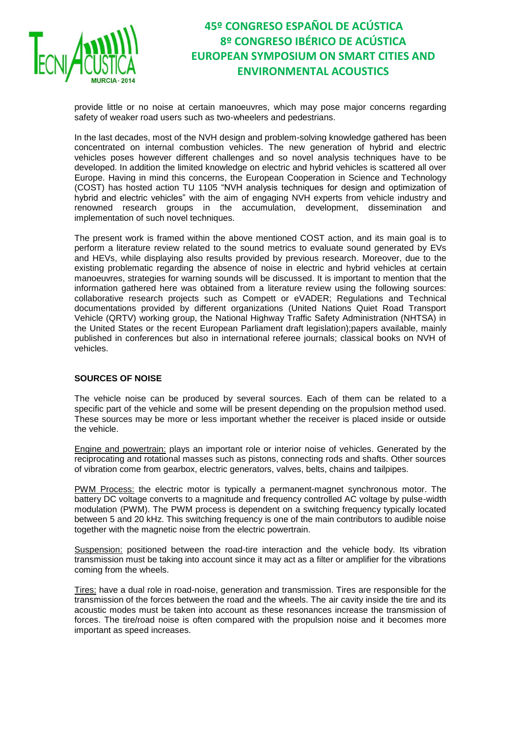provide little or no noise at certain manoeuvres, which may pose major concerns regarding safety of weaker road users such as two-wheelers and pedestrians.

In the last decades, most of the NVH design and problem-solving knowledge gathered has been concentrated on internal combustion vehicles. The new generation of hybrid and electric vehicles poses however different challenges and so novel analysis techniques have to be developed. In addition the limited knowledge on electric and hybrid vehicles is scattered all over Europe. Having in mind this concerns, the European Cooperation in Science and Technology (COST) has hosted action TU 1105 "NVH analysis techniques for design and optimization of hybrid and electric vehicles" with the aim of engaging NVH experts from vehicle industry and renowned research groups in the accumulation, development, dissemination and implementation of such novel techniques.

The present work is framed within the above mentioned COST action, and its main goal is to perform a literature review related to the sound metrics to evaluate sound generated by EVs and HEVs, while displaying also results provided by previous research. Moreover, due to the existing problematic regarding the absence of noise in electric and hybrid vehicles at certain manoeuvres, strategies for warning sounds will be discussed. It is important to mention that the information gathered here was obtained from a literature review using the following sources: collaborative research projects such as Compett or eVADER; Regulations and Technical documentations provided by different organizations (United Nations Quiet Road Transport Vehicle (QRTV) working group, the National Highway Traffic Safety Administration (NHTSA) in the United States or the recent European Parliament draft legislation);papers available, mainly published in conferences but also in international referee journals; classical books on NVH of vehicles.

## SOURCES OF NOISE

The vehicle noise can be produced by several sources. Each of them can be related to a specific part of the vehicle and some will be present depending on the propulsion method used. These sources may be more or less important whether the receiver is placed inside or outside the vehicle.

Engine and powertrain: plays an important role or interior noise of vehicles. Generated by the reciprocating and rotational masses such as pistons, connecting rods and shafts. Other sources of vibration come from gearbox, electric generators, valves, belts, chains and tailpipes.

PWM Process: the electric motor is typically a permanent-magnet synchronous motor. The battery DC voltage converts to a magnitude and frequency controlled AC voltage by pulse-width modulation (PWM). The PWM process is dependent on a switching frequency typically located between 5 and 20 kHz. This switching frequency is one of the main contributors to audible noise together with the magnetic noise from the electric powertrain.

Suspension: positioned between the road-tire interaction and the vehicle body. Its vibration transmission must be taking into account since it may act as a filter or amplifier for the vibrations coming from the wheels.

Tires: have a dual role in road-noise, generation and transmission. Tires are responsible for the transmission of the forces between the road and the wheels. The air cavity inside the tire and its acoustic modes must be taken into account as these resonances increase the transmission of forces. The tire/road noise is often compared with the propulsion noise and it becomes more important as speed increases.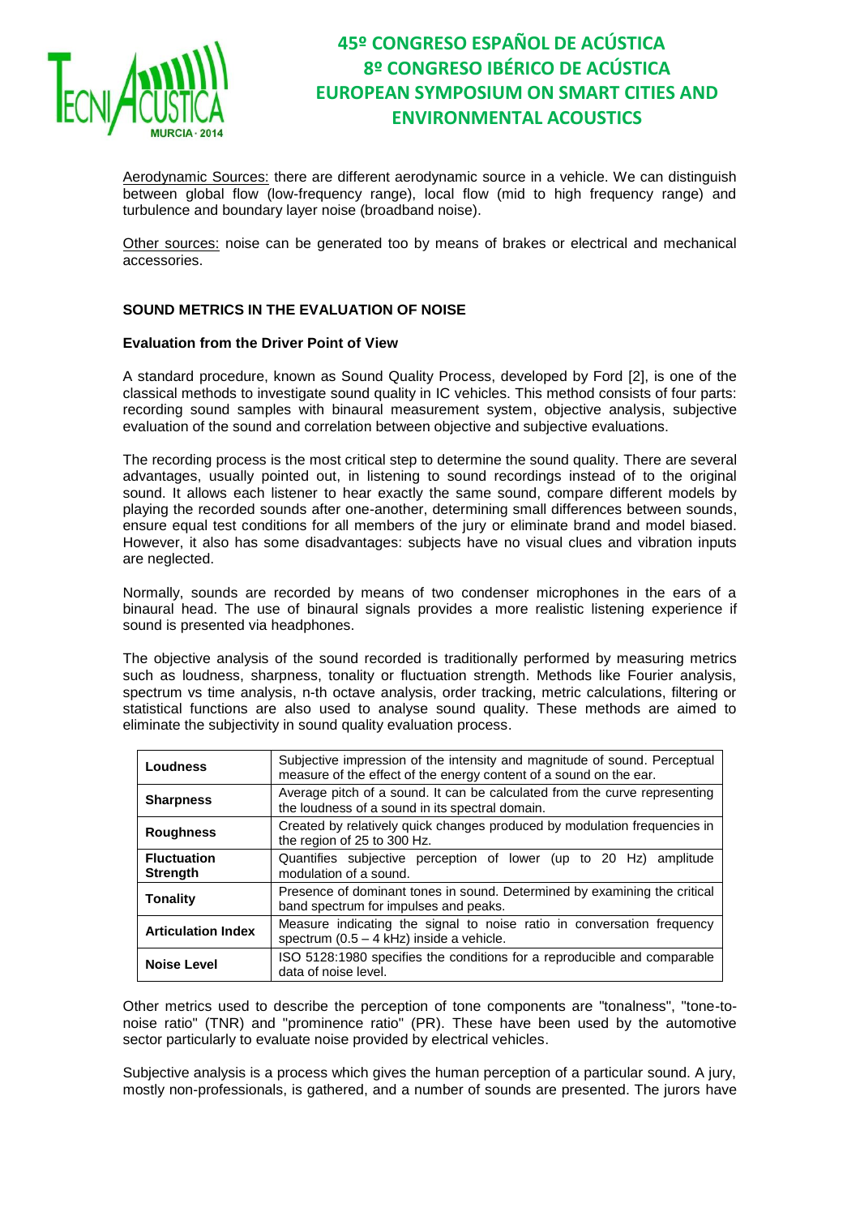Aerodynamic Sources: there are different aerodynamic source in a vehicle. We can distinguish between global flow (low-frequency range), local flow (mid to high frequency range) and turbulence and boundary layer noise (broadband noise).

Other sources: noise can be generated too by means of brakes or electrical and mechanical accessories.

## SOUND METRICS IN THE EVALUATION OF NOISE

### Evaluation from the Driver Point of View

A standard procedure, known as Sound Quality Process, developed by Ford [2], is one of the classical methods to investigate sound quality in IC vehicles. This method consists of four parts: recording sound samples with binaural measurement system, objective analysis, subjective evaluation of the sound and correlation between objective and subjective evaluations.

The recording process is the most critical step to determine the sound quality. There are several advantages, usually pointed out, in listening to sound recordings instead of to the original sound. It allows each listener to hear exactly the same sound, compare different models by playing the recorded sounds after one-another, determining small differences between sounds, ensure equal test conditions for all members of the jury or eliminate brand and model biased. However, it also has some disadvantages: subjects have no visual clues and vibration inputs are neglected.

Normally, sounds are recorded by means of two condenser microphones in the ears of a binaural head. The use of binaural signals provides a more realistic listening experience if sound is presented via headphones.

The objective analysis of the sound recorded is traditionally performed by measuring metrics such as loudness, sharpness, tonality or fluctuation strength. Methods like Fourier analysis, spectrum vs time analysis, n-th octave analysis, order tracking, metric calculations, filtering or statistical functions are also used to analyse sound quality. These methods are aimed to eliminate the subjectivity in sound quality evaluation process.

| | |
|---|---|
| **Loudness** | Subjective impression of the intensity and magnitude of sound. Perceptual measure of the effect of the energy content of a sound on the ear. |
| **Sharpness** | Average pitch of a sound. It can be calculated from the curve representing the loudness of a sound in its spectral domain. |
| **Roughness** | Created by relatively quick changes produced by modulation frequencies in the region of 25 to 300 Hz. |
| **Fluctuation Strength** | Quantifies subjective perception of lower (up to 20 Hz) amplitude modulation of a sound. |
| **Tonality** | Presence of dominant tones in sound. Determined by examining the critical band spectrum for impulses and peaks. |
| **Articulation Index** | Measure indicating the signal to noise ratio in conversation frequency spectrum (0.5 – 4 kHz) inside a vehicle. |
| **Noise Level** | ISO 5128:1980 specifies the conditions for a reproducible and comparable data of noise level. |

Other metrics used to describe the perception of tone components are "tonalness", "tone-to-noise ratio" (TNR) and "prominence ratio" (PR). These have been used by the automotive sector particularly to evaluate noise provided by electrical vehicles.

Subjective analysis is a process which gives the human perception of a particular sound. A jury, mostly non-professionals, is gathered, and a number of sounds are presented. The jurors have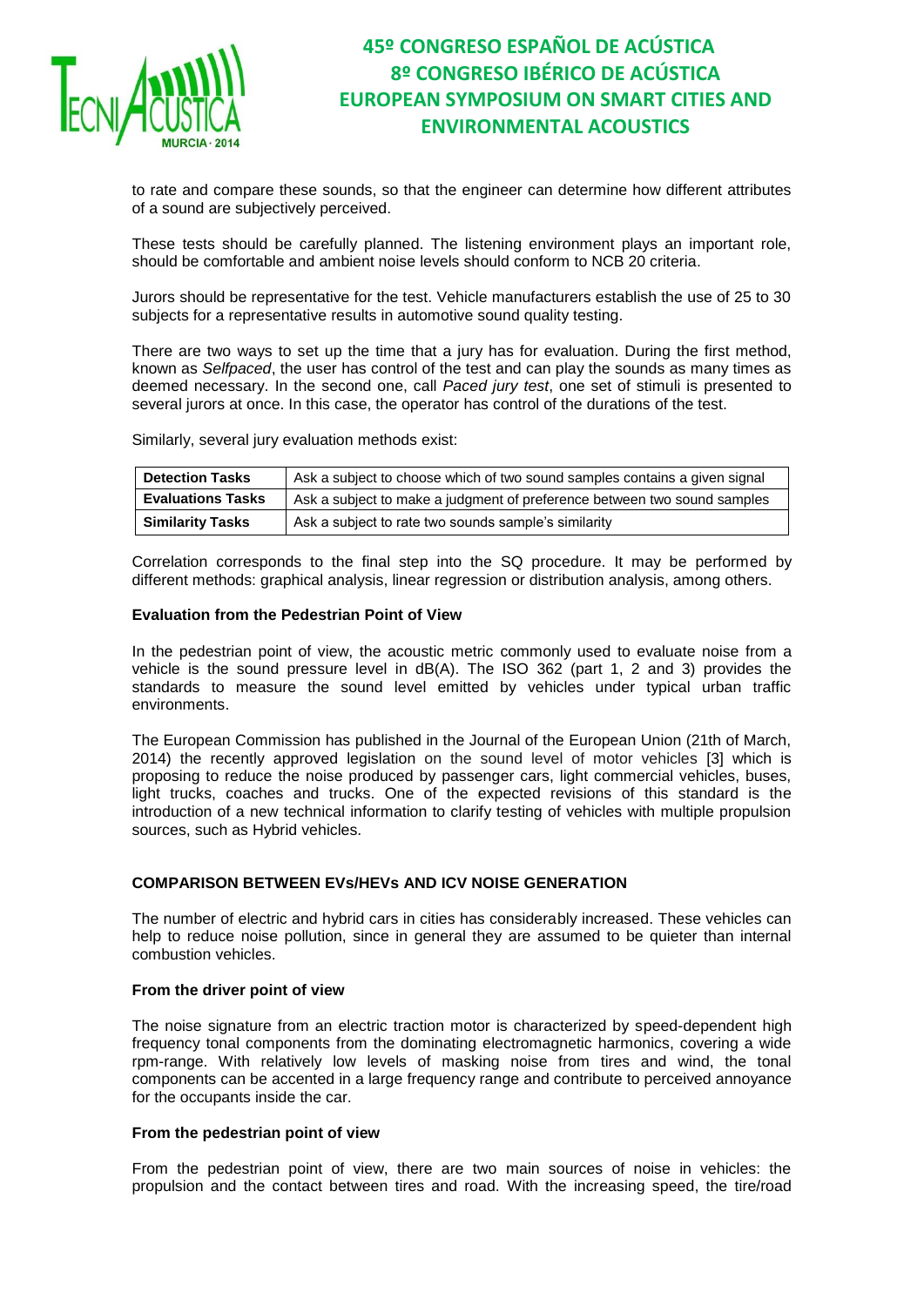to rate and compare these sounds, so that the engineer can determine how different attributes of a sound are subjectively perceived.

These tests should be carefully planned. The listening environment plays an important role, should be comfortable and ambient noise levels should conform to NCB 20 criteria.

Jurors should be representative for the test. Vehicle manufacturers establish the use of 25 to 30 subjects for a representative results in automotive sound quality testing.

There are two ways to set up the time that a jury has for evaluation. During the first method, known as *Selfpaced*, the user has control of the test and can play the sounds as many times as deemed necessary. In the second one, call *Paced jury test*, one set of stimuli is presented to several jurors at once. In this case, the operator has control of the durations of the test.

Similarly, several jury evaluation methods exist:

| | |
|---|---|
| **Detection Tasks** | Ask a subject to choose which of two sound samples contains a given signal |
| **Evaluations Tasks** | Ask a subject to make a judgment of preference between two sound samples |
| **Similarity Tasks** | Ask a subject to rate two sounds sample's similarity |

Correlation corresponds to the final step into the SQ procedure. It may be performed by different methods: graphical analysis, linear regression or distribution analysis, among others.

**Evaluation from the Pedestrian Point of View**

In the pedestrian point of view, the acoustic metric commonly used to evaluate noise from a vehicle is the sound pressure level in dB(A). The ISO 362 (part 1, 2 and 3) provides the standards to measure the sound level emitted by vehicles under typical urban traffic environments.

The European Commission has published in the Journal of the European Union (21th of March, 2014) the recently approved legislation on the sound level of motor vehicles [3] which is proposing to reduce the noise produced by passenger cars, light commercial vehicles, buses, light trucks, coaches and trucks. One of the expected revisions of this standard is the introduction of a new technical information to clarify testing of vehicles with multiple propulsion sources, such as Hybrid vehicles.

## COMPARISON BETWEEN EVs/HEVs AND ICV NOISE GENERATION

The number of electric and hybrid cars in cities has considerably increased. These vehicles can help to reduce noise pollution, since in general they are assumed to be quieter than internal combustion vehicles.

**From the driver point of view**

The noise signature from an electric traction motor is characterized by speed-dependent high frequency tonal components from the dominating electromagnetic harmonics, covering a wide rpm-range. With relatively low levels of masking noise from tires and wind, the tonal components can be accented in a large frequency range and contribute to perceived annoyance for the occupants inside the car.

**From the pedestrian point of view**

From the pedestrian point of view, there are two main sources of noise in vehicles: the propulsion and the contact between tires and road. With the increasing speed, the tire/road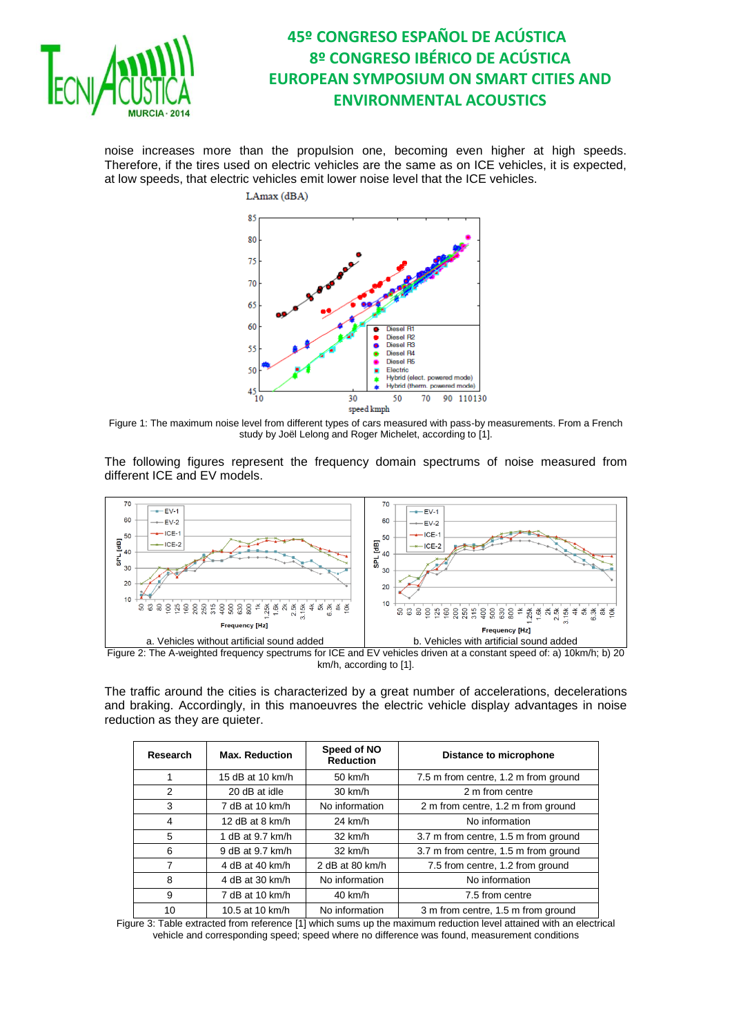noise increases more than the propulsion one, becoming even higher at high speeds. Therefore, if the tires used on electric vehicles are the same as on ICE vehicles, it is expected, at low speeds, that electric vehicles emit lower noise level that the ICE vehicles.

Figure 1: The maximum noise level from different types of cars measured with pass-by measurements. From a French study by Joël Lelong and Roger Michelet, according to [1].

The following figures represent the frequency domain spectrums of noise measured from different ICE and EV models.

a. Vehicles without artificial sound added

b. Vehicles with artificial sound added

Figure 2: The A-weighted frequency spectrums for ICE and EV vehicles driven at a constant speed of: a) 10km/h; b) 20 km/h, according to [1].

The traffic around the cities is characterized by a great number of accelerations, decelerations and braking. Accordingly, in this manoeuvres the electric vehicle display advantages in noise reduction as they are quieter.

| Research | Max. Reduction | Speed of NO Reduction | Distance to microphone |
|---|---|---|---|
| 1 | 15 dB at 10 km/h | 50 km/h | 7.5 m from centre, 1.2 m from ground |
| 2 | 20 dB at idle | 30 km/h | 2 m from centre |
| 3 | 7 dB at 10 km/h | No information | 2 m from centre, 1.2 m from ground |
| 4 | 12 dB at 8 km/h | 24 km/h | No information |
| 5 | 1 dB at 9.7 km/h | 32 km/h | 3.7 m from centre, 1.5 m from ground |
| 6 | 9 dB at 9.7 km/h | 32 km/h | 3.7 m from centre, 1.5 m from ground |
| 7 | 4 dB at 40 km/h | 2 dB at 80 km/h | 7.5 from centre, 1.2 from ground |
| 8 | 4 dB at 30 km/h | No information | No information |
| 9 | 7 dB at 10 km/h | 40 km/h | 7.5 from centre |
| 10 | 10.5 at 10 km/h | No information | 3 m from centre, 1.5 m from ground |

Figure 3: Table extracted from reference [1] which sums up the maximum reduction level attained with an electrical vehicle and corresponding speed; speed where no difference was found, measurement conditions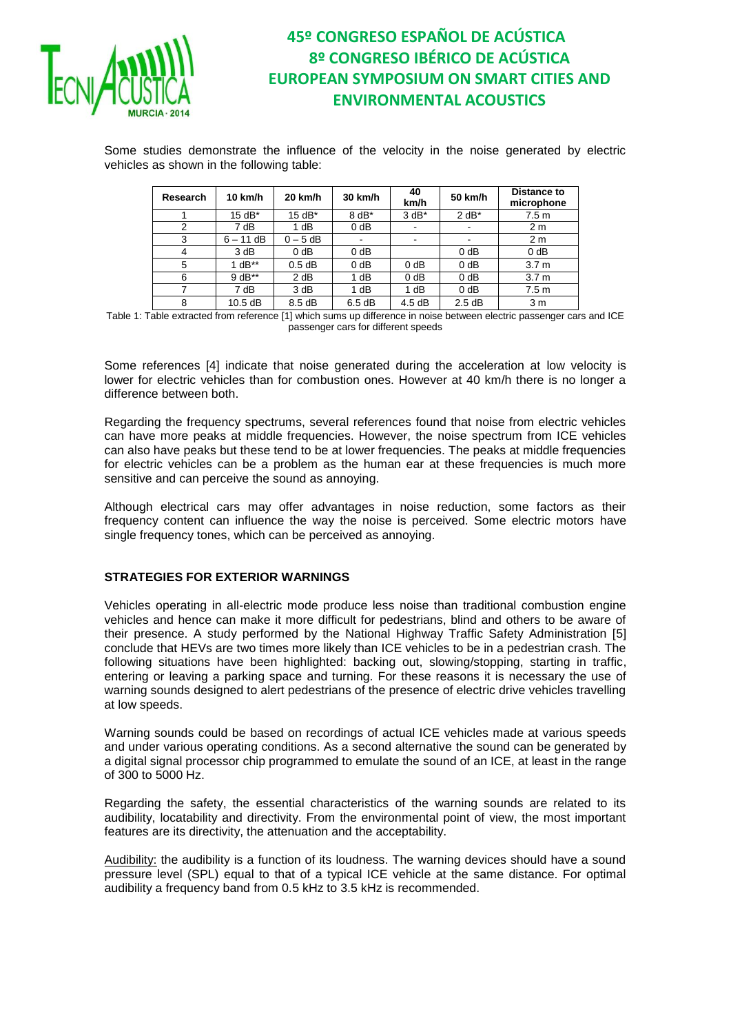Some studies demonstrate the influence of the velocity in the noise generated by electric vehicles as shown in the following table:

| Research | 10 km/h | 20 km/h | 30 km/h | 40 km/h | 50 km/h | Distance to microphone |
|---|---|---|---|---|---|---|
| 1 | 15 dB* | 15 dB* | 8 dB* | 3 dB* | 2 dB* | 7.5 m |
| 2 | 7 dB | 1 dB | 0 dB | - | - | 2 m |
| 3 | 6 – 11 dB | 0 – 5 dB | - | - | - | 2 m |
| 4 | 3 dB | 0 dB | 0 dB | | 0 dB | 0 dB |
| 5 | 1 dB** | 0.5 dB | 0 dB | 0 dB | 0 dB | 3.7 m |
| 6 | 9 dB** | 2 dB | 1 dB | 0 dB | 0 dB | 3.7 m |
| 7 | 7 dB | 3 dB | 1 dB | 1 dB | 0 dB | 7.5 m |
| 8 | 10.5 dB | 8.5 dB | 6.5 dB | 4.5 dB | 2.5 dB | 3 m |

Table 1: Table extracted from reference [1] which sums up difference in noise between electric passenger cars and ICE passenger cars for different speeds

Some references [4] indicate that noise generated during the acceleration at low velocity is lower for electric vehicles than for combustion ones. However at 40 km/h there is no longer a difference between both.

Regarding the frequency spectrums, several references found that noise from electric vehicles can have more peaks at middle frequencies. However, the noise spectrum from ICE vehicles can also have peaks but these tend to be at lower frequencies. The peaks at middle frequencies for electric vehicles can be a problem as the human ear at these frequencies is much more sensitive and can perceive the sound as annoying.

Although electrical cars may offer advantages in noise reduction, some factors as their frequency content can influence the way the noise is perceived. Some electric motors have single frequency tones, which can be perceived as annoying.

## STRATEGIES FOR EXTERIOR WARNINGS

Vehicles operating in all-electric mode produce less noise than traditional combustion engine vehicles and hence can make it more difficult for pedestrians, blind and others to be aware of their presence. A study performed by the National Highway Traffic Safety Administration [5] conclude that HEVs are two times more likely than ICE vehicles to be in a pedestrian crash. The following situations have been highlighted: backing out, slowing/stopping, starting in traffic, entering or leaving a parking space and turning. For these reasons it is necessary the use of warning sounds designed to alert pedestrians of the presence of electric drive vehicles travelling at low speeds.

Warning sounds could be based on recordings of actual ICE vehicles made at various speeds and under various operating conditions. As a second alternative the sound can be generated by a digital signal processor chip programmed to emulate the sound of an ICE, at least in the range of 300 to 5000 Hz.

Regarding the safety, the essential characteristics of the warning sounds are related to its audibility, locatability and directivity. From the environmental point of view, the most important features are its directivity, the attenuation and the acceptability.

Audibility: the audibility is a function of its loudness. The warning devices should have a sound pressure level (SPL) equal to that of a typical ICE vehicle at the same distance. For optimal audibility a frequency band from 0.5 kHz to 3.5 kHz is recommended.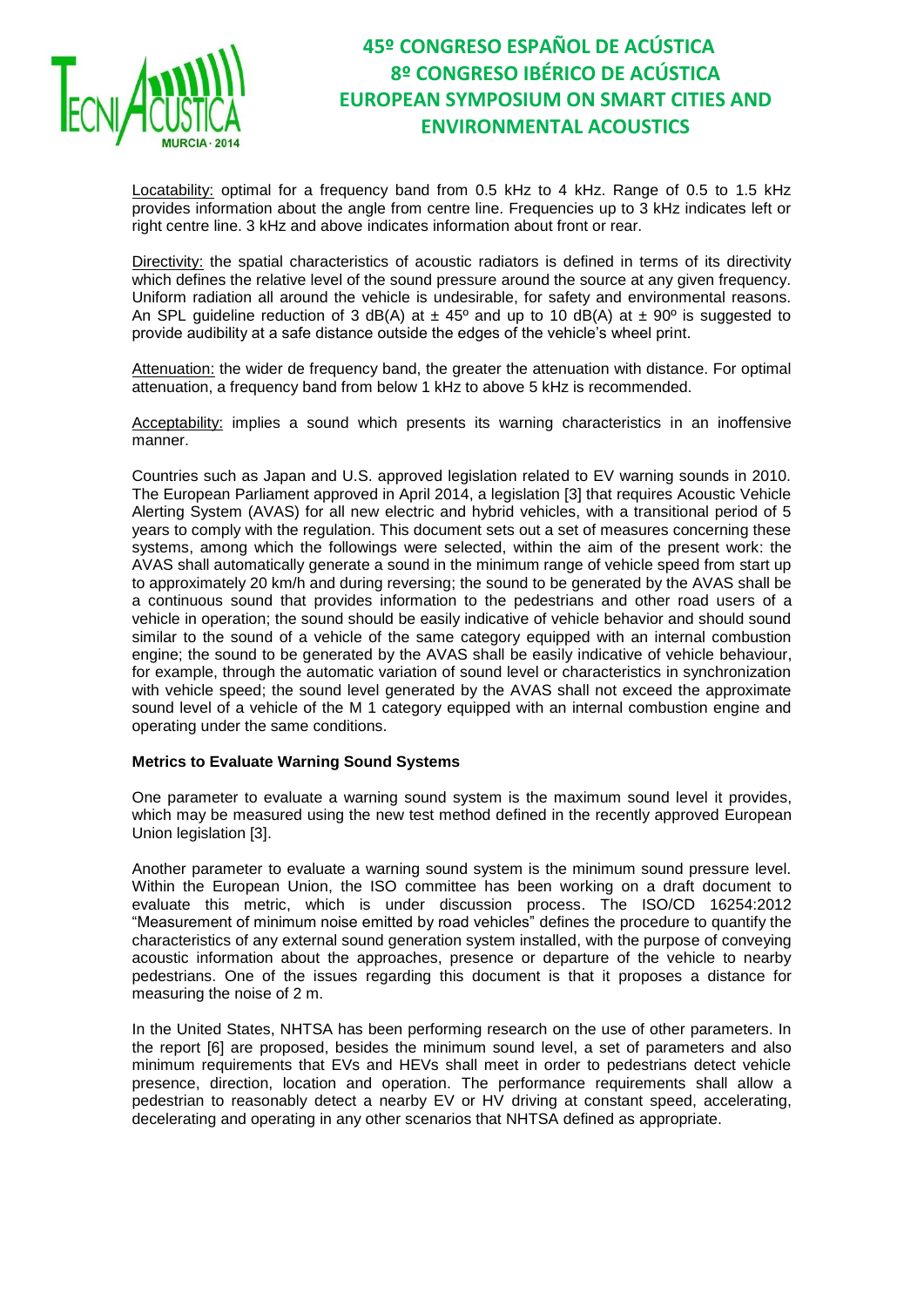Locatability: optimal for a frequency band from 0.5 kHz to 4 kHz. Range of 0.5 to 1.5 kHz provides information about the angle from centre line. Frequencies up to 3 kHz indicates left or right centre line. 3 kHz and above indicates information about front or rear.

Directivity: the spatial characteristics of acoustic radiators is defined in terms of its directivity which defines the relative level of the sound pressure around the source at any given frequency. Uniform radiation all around the vehicle is undesirable, for safety and environmental reasons. An SPL guideline reduction of 3 dB(A) at ± 45º and up to 10 dB(A) at ± 90º is suggested to provide audibility at a safe distance outside the edges of the vehicle's wheel print.

Attenuation: the wider de frequency band, the greater the attenuation with distance. For optimal attenuation, a frequency band from below 1 kHz to above 5 kHz is recommended.

Acceptability: implies a sound which presents its warning characteristics in an inoffensive manner.

Countries such as Japan and U.S. approved legislation related to EV warning sounds in 2010. The European Parliament approved in April 2014, a legislation [3] that requires Acoustic Vehicle Alerting System (AVAS) for all new electric and hybrid vehicles, with a transitional period of 5 years to comply with the regulation. This document sets out a set of measures concerning these systems, among which the followings were selected, within the aim of the present work: the AVAS shall automatically generate a sound in the minimum range of vehicle speed from start up to approximately 20 km/h and during reversing; the sound to be generated by the AVAS shall be a continuous sound that provides information to the pedestrians and other road users of a vehicle in operation; the sound should be easily indicative of vehicle behavior and should sound similar to the sound of a vehicle of the same category equipped with an internal combustion engine; the sound to be generated by the AVAS shall be easily indicative of vehicle behaviour, for example, through the automatic variation of sound level or characteristics in synchronization with vehicle speed; the sound level generated by the AVAS shall not exceed the approximate sound level of a vehicle of the M 1 category equipped with an internal combustion engine and operating under the same conditions.

**Metrics to Evaluate Warning Sound Systems**

One parameter to evaluate a warning sound system is the maximum sound level it provides, which may be measured using the new test method defined in the recently approved European Union legislation [3].

Another parameter to evaluate a warning sound system is the minimum sound pressure level. Within the European Union, the ISO committee has been working on a draft document to evaluate this metric, which is under discussion process. The ISO/CD 16254:2012 "Measurement of minimum noise emitted by road vehicles" defines the procedure to quantify the characteristics of any external sound generation system installed, with the purpose of conveying acoustic information about the approaches, presence or departure of the vehicle to nearby pedestrians. One of the issues regarding this document is that it proposes a distance for measuring the noise of 2 m.

In the United States, NHTSA has been performing research on the use of other parameters. In the report [6] are proposed, besides the minimum sound level, a set of parameters and also minimum requirements that EVs and HEVs shall meet in order to pedestrians detect vehicle presence, direction, location and operation. The performance requirements shall allow a pedestrian to reasonably detect a nearby EV or HV driving at constant speed, accelerating, decelerating and operating in any other scenarios that NHTSA defined as appropriate.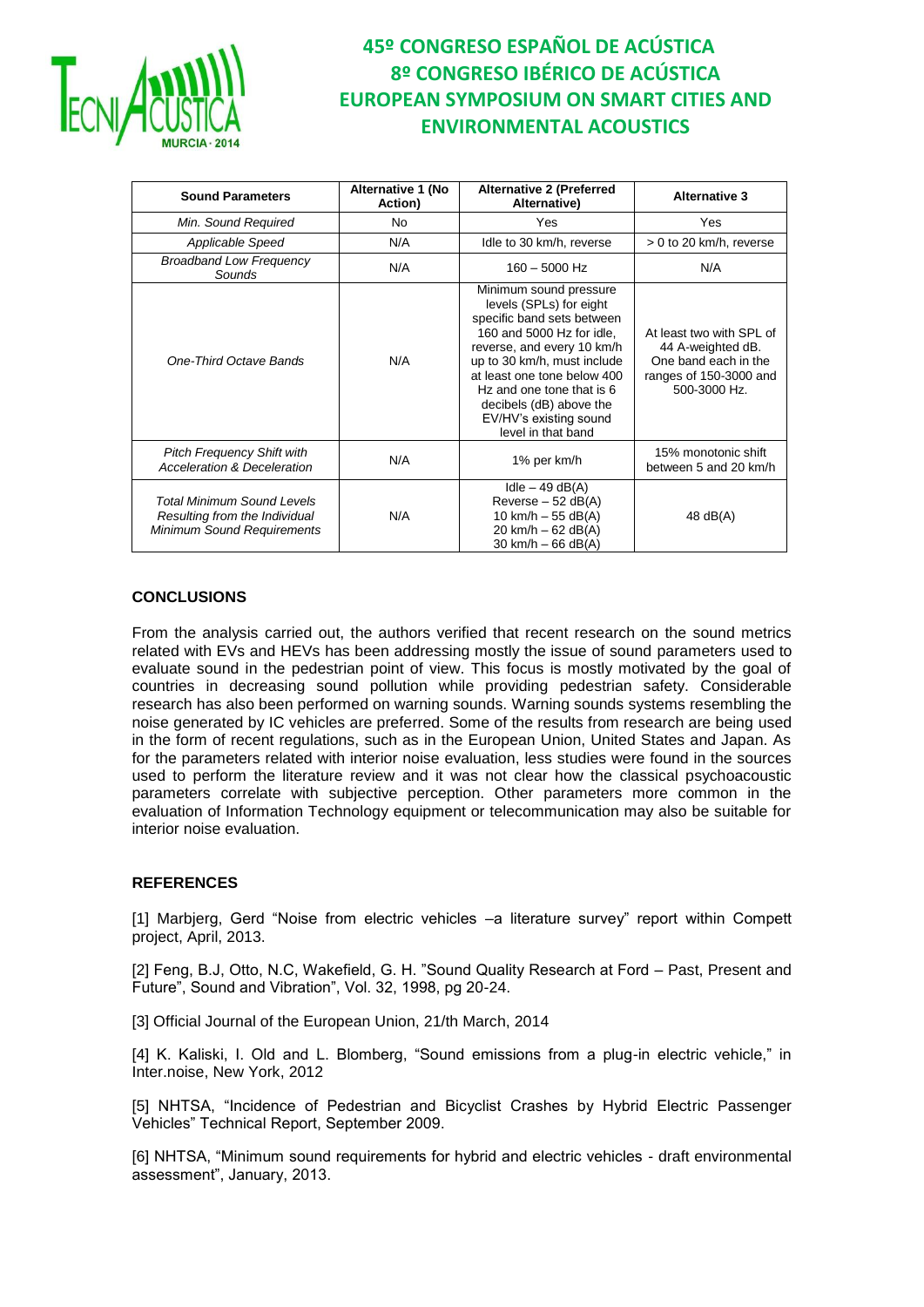| Sound Parameters | Alternative 1 (No Action) | Alternative 2 (Preferred Alternative) | Alternative 3 |
|---|---|---|---|
| *Min. Sound Required* | No | Yes | Yes |
| *Applicable Speed* | N/A | Idle to 30 km/h, reverse | > 0 to 20 km/h, reverse |
| *Broadband Low Frequency Sounds* | N/A | 160 – 5000 Hz | N/A |
| *One-Third Octave Bands* | N/A | Minimum sound pressure levels (SPLs) for eight specific band sets between 160 and 5000 Hz for idle, reverse, and every 10 km/h up to 30 km/h, must include at least one tone below 400 Hz and one tone that is 6 decibels (dB) above the EV/HV's existing sound level in that band | At least two with SPL of 44 A-weighted dB. One band each in the ranges of 150-3000 and 500-3000 Hz. |
| *Pitch Frequency Shift with Acceleration & Deceleration* | N/A | 1% per km/h | 15% monotonic shift between 5 and 20 km/h |
| *Total Minimum Sound Levels Resulting from the Individual Minimum Sound Requirements* | N/A | Idle – 49 dB(A) Reverse – 52 dB(A) 10 km/h – 55 dB(A) 20 km/h – 62 dB(A) 30 km/h – 66 dB(A) | 48 dB(A) |

## CONCLUSIONS

From the analysis carried out, the authors verified that recent research on the sound metrics related with EVs and HEVs has been addressing mostly the issue of sound parameters used to evaluate sound in the pedestrian point of view. This focus is mostly motivated by the goal of countries in decreasing sound pollution while providing pedestrian safety. Considerable research has also been performed on warning sounds. Warning sounds systems resembling the noise generated by IC vehicles are preferred. Some of the results from research are being used in the form of recent regulations, such as in the European Union, United States and Japan. As for the parameters related with interior noise evaluation, less studies were found in the sources used to perform the literature review and it was not clear how the classical psychoacoustic parameters correlate with subjective perception. Other parameters more common in the evaluation of Information Technology equipment or telecommunication may also be suitable for interior noise evaluation.

## REFERENCES

[1] Marbjerg, Gerd "Noise from electric vehicles –a literature survey" report within Compett project, April, 2013.

[2] Feng, B.J, Otto, N.C, Wakefield, G. H. "Sound Quality Research at Ford – Past, Present and Future", Sound and Vibration", Vol. 32, 1998, pg 20-24.

[3] Official Journal of the European Union, 21/th March, 2014

[4] K. Kaliski, I. Old and L. Blomberg, "Sound emissions from a plug-in electric vehicle," in Inter.noise, New York, 2012

[5] NHTSA, "Incidence of Pedestrian and Bicyclist Crashes by Hybrid Electric Passenger Vehicles" Technical Report, September 2009.

[6] NHTSA, "Minimum sound requirements for hybrid and electric vehicles - draft environmental assessment", January, 2013.